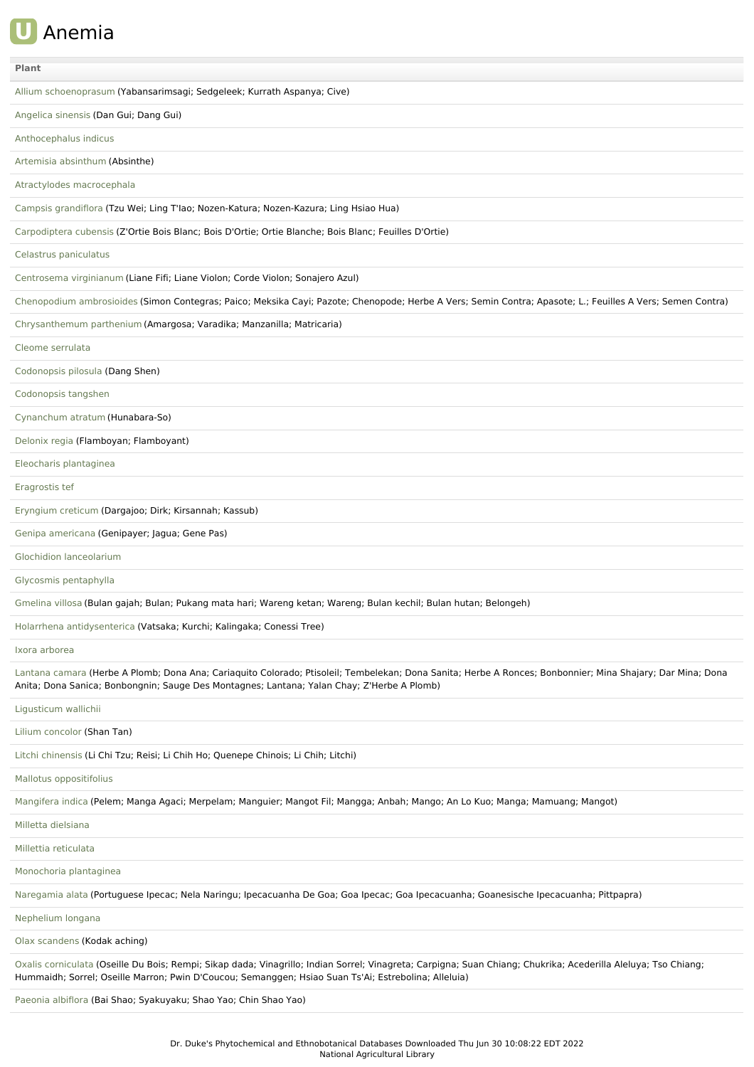# Anemia

| Plant |
|---|
| Allium schoenoprasum (Yabansarimsagi; Sedgeleek; Kurrath Aspanya; Cive) |
| Angelica sinensis (Dan Gui; Dang Gui) |
| Anthocephalus indicus |
| Artemisia absinthum (Absinthe) |
| Atractylodes macrocephala |
| Campsis grandiflora (Tzu Wei; Ling T'Iao; Nozen-Katura; Nozen-Kazura; Ling Hsiao Hua) |
| Carpodiptera cubensis (Z'Ortie Bois Blanc; Bois D'Ortie; Ortie Blanche; Bois Blanc; Feuilles D'Ortie) |
| Celastrus paniculatus |
| Centrosema virginianum (Liane Fifi; Liane Violon; Corde Violon; Sonajero Azul) |
| Chenopodium ambrosioides (Simon Contegras; Paico; Meksika Cayi; Pazote; Chenopode; Herbe A Vers; Semin Contra; Apasote; L.; Feuilles A Vers; Semen Contra) |
| Chrysanthemum parthenium (Amargosa; Varadika; Manzanilla; Matricaria) |
| Cleome serrulata |
| Codonopsis pilosula (Dang Shen) |
| Codonopsis tangshen |
| Cynanchum atratum (Hunabara-So) |
| Delonix regia (Flamboyan; Flamboyant) |
| Eleocharis plantaginea |
| Eragrostis tef |
| Eryngium creticum (Dargajoo; Dirk; Kirsannah; Kassub) |
| Genipa americana (Genipayer; Jagua; Gene Pas) |
| Glochidion lanceolarium |
| Glycosmis pentaphylla |
| Gmelina villosa (Bulan gajah; Bulan; Pukang mata hari; Wareng ketan; Wareng; Bulan kechil; Bulan hutan; Belongeh) |
| Holarrhena antidysenterica (Vatsaka; Kurchi; Kalingaka; Conessi Tree) |
| Ixora arborea |
| Lantana camara (Herbe A Plomb; Dona Ana; Cariaquito Colorado; Ptisoleil; Tembelekan; Dona Sanita; Herbe A Ronces; Bonbonnier; Mina Shajary; Dar Mina; Dona Anita; Dona Sanica; Bonbongnin; Sauge Des Montagnes; Lantana; Yalan Chay; Z'Herbe A Plomb) |
| Ligusticum wallichii |
| Lilium concolor (Shan Tan) |
| Litchi chinensis (Li Chi Tzu; Reisi; Li Chih Ho; Quenepe Chinois; Li Chih; Litchi) |
| Mallotus oppositifolius |
| Mangifera indica (Pelem; Manga Agaci; Merpelam; Manguier; Mangot Fil; Mangga; Anbah; Mango; An Lo Kuo; Manga; Mamuang; Mangot) |
| Milletta dielsiana |
| Millettia reticulata |
| Monochoria plantaginea |
| Naregamia alata (Portuguese Ipecac; Nela Naringu; Ipecacuanha De Goa; Goa Ipecac; Goa Ipecacuanha; Goanesische Ipecacuanha; Pittpapra) |
| Nephelium longana |
| Olax scandens (Kodak aching) |
| Oxalis corniculata (Oseille Du Bois; Rempi; Sikap dada; Vinagrillo; Indian Sorrel; Vinagreta; Carpigna; Suan Chiang; Chukrika; Acederilla Aleluya; Tso Chiang; Hummaidh; Sorrel; Oseille Marron; Pwin D'Coucou; Semanggen; Hsiao Suan Ts'Ai; Estrebolina; Alleluia) |
| Paeonia albiflora (Bai Shao; Syakuyaku; Shao Yao; Chin Shao Yao) |

Dr. Duke's Phytochemical and Ethnobotanical Databases Downloaded Thu Jun 30 10:08:22 EDT 2022
National Agricultural Library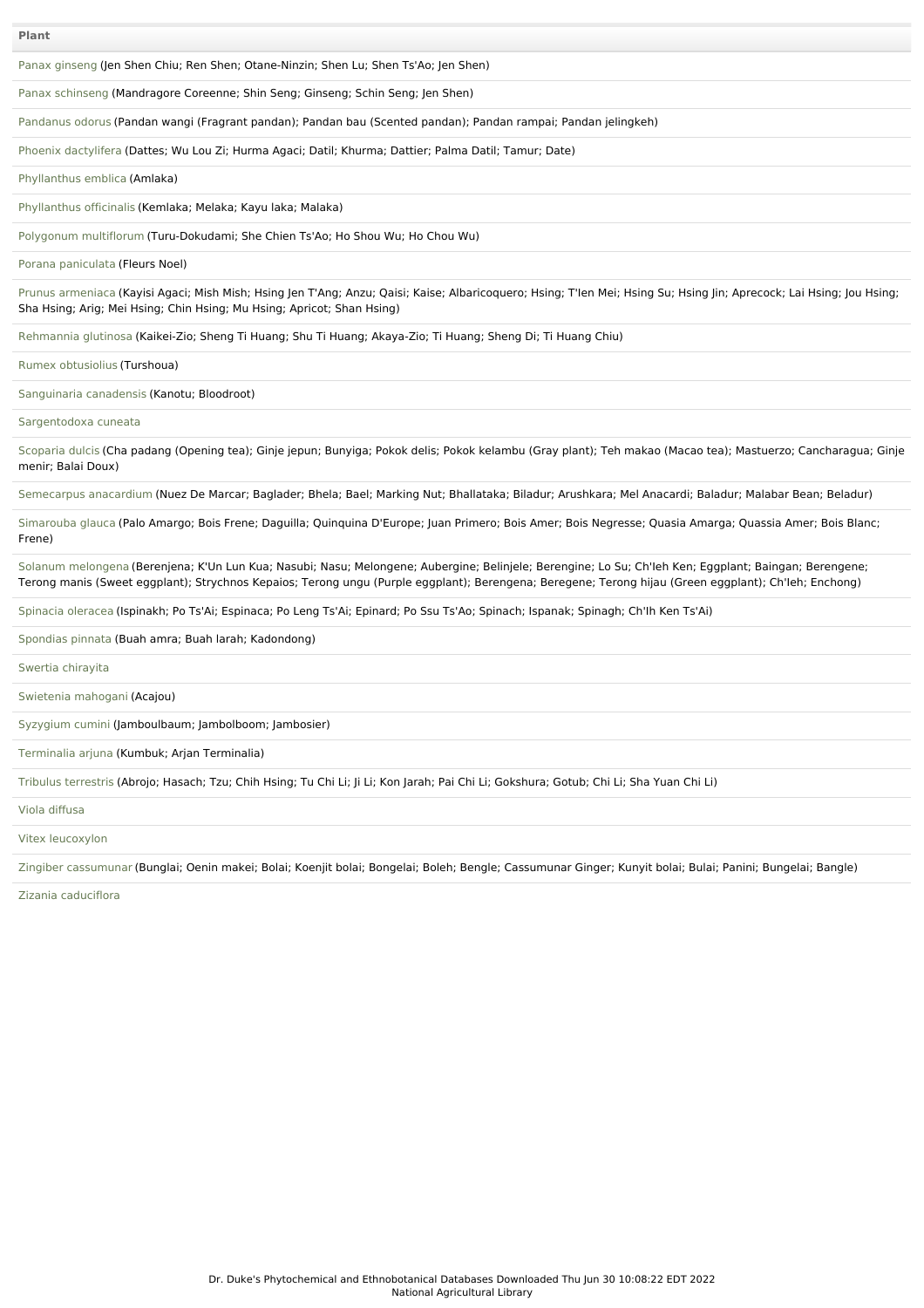| Plant |
|---|
| Panax ginseng (Jen Shen Chiu; Ren Shen; Otane-Ninzin; Shen Lu; Shen Ts'Ao; Jen Shen) |
| Panax schinseng (Mandragore Coreenne; Shin Seng; Ginseng; Schin Seng; Jen Shen) |
| Pandanus odorus (Pandan wangi (Fragrant pandan); Pandan bau (Scented pandan); Pandan rampai; Pandan jelingkeh) |
| Phoenix dactylifera (Dattes; Wu Lou Zi; Hurma Agaci; Datil; Khurma; Dattier; Palma Datil; Tamur; Date) |
| Phyllanthus emblica (Amlaka) |
| Phyllanthus officinalis (Kemlaka; Melaka; Kayu laka; Malaka) |
| Polygonum multiflorum (Turu-Dokudami; She Chien Ts'Ao; Ho Shou Wu; Ho Chou Wu) |
| Porana paniculata (Fleurs Noel) |
| Prunus armeniaca (Kayisi Agaci; Mish Mish; Hsing Jen T'Ang; Anzu; Qaisi; Kaise; Albaricoquero; Hsing; T'Ien Mei; Hsing Su; Hsing Jin; Aprecock; Lai Hsing; Jou Hsing; Sha Hsing; Arig; Mei Hsing; Chin Hsing; Mu Hsing; Apricot; Shan Hsing) |
| Rehmannia glutinosa (Kaikei-Zio; Sheng Ti Huang; Shu Ti Huang; Akaya-Zio; Ti Huang; Sheng Di; Ti Huang Chiu) |
| Rumex obtusiolius (Turshoua) |
| Sanguinaria canadensis (Kanotu; Bloodroot) |
| Sargentodoxa cuneata |
| Scoparia dulcis (Cha padang (Opening tea); Ginje jepun; Bunyiga; Pokok delis; Pokok kelambu (Gray plant); Teh makao (Macao tea); Mastuerzo; Cancharagua; Ginje menir; Balai Doux) |
| Semecarpus anacardium (Nuez De Marcar; Baglader; Bhela; Bael; Marking Nut; Bhallataka; Biladur; Arushkara; Mel Anacardi; Baladur; Malabar Bean; Beladur) |
| Simarouba glauca (Palo Amargo; Bois Frene; Daguilla; Quinquina D'Europe; Juan Primero; Bois Amer; Bois Negresse; Quasia Amarga; Quassia Amer; Bois Blanc; Frene) |
| Solanum melongena (Berenjena; K'Un Lun Kua; Nasubi; Nasu; Melongene; Aubergine; Belinjele; Berengine; Lo Su; Ch'Ieh Ken; Eggplant; Baingan; Berengene; Terong manis (Sweet eggplant); Strychnos Kepaios; Terong ungu (Purple eggplant); Berengena; Beregene; Terong hijau (Green eggplant); Ch'Ieh; Enchong) |
| Spinacia oleracea (Ispinakh; Po Ts'Ai; Espinaca; Po Leng Ts'Ai; Epinard; Po Ssu Ts'Ao; Spinach; Ispanak; Spinagh; Ch'Ih Ken Ts'Ai) |
| Spondias pinnata (Buah amra; Buah larah; Kadondong) |
| Swertia chirayita |
| Swietenia mahogani (Acajou) |
| Syzygium cumini (Jamboulbaum; Jambolboom; Jambosier) |
| Terminalia arjuna (Kumbuk; Arjan Terminalia) |
| Tribulus terrestris (Abrojo; Hasach; Tzu; Chih Hsing; Tu Chi Li; Ji Li; Kon Jarah; Pai Chi Li; Gokshura; Gotub; Chi Li; Sha Yuan Chi Li) |
| Viola diffusa |
| Vitex leucoxylon |
| Zingiber cassumunar (Bunglai; Oenin makei; Bolai; Koenjit bolai; Bongelai; Boleh; Bengle; Cassumunar Ginger; Kunyit bolai; Bulai; Panini; Bungelai; Bangle) |
| Zizania caduciflora |

Dr. Duke's Phytochemical and Ethnobotanical Databases Downloaded Thu Jun 30 10:08:22 EDT 2022
National Agricultural Library